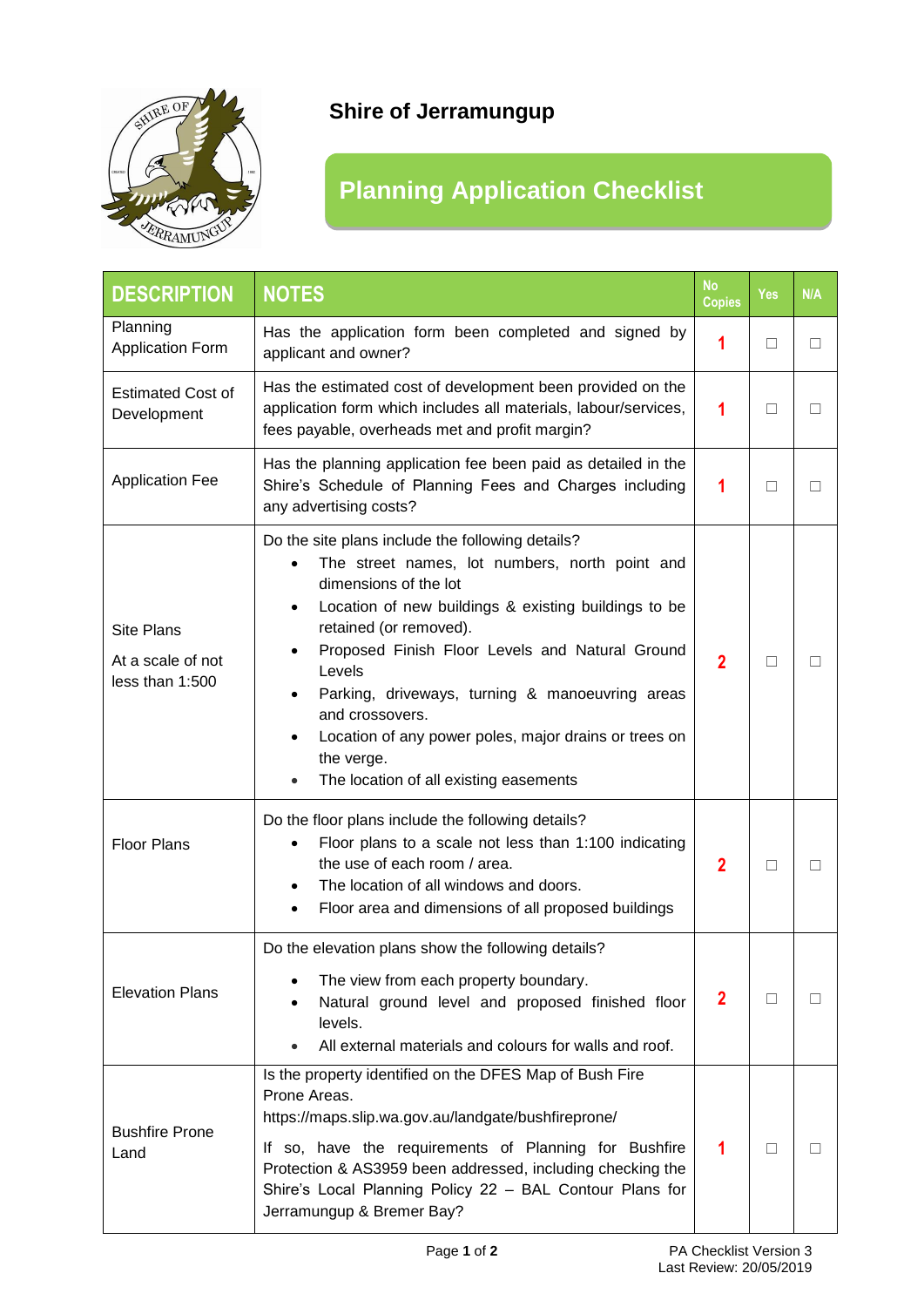# Shire of Jerramungup

## Planning Application Checklist

| DESCRIPTION | NOTES | No Copies | Yes | N/A |
|---|---|---|---|---|
| Planning Application Form | Has the application form been completed and signed by applicant and owner? | 1 | ☐ | ☐ |
| Estimated Cost of Development | Has the estimated cost of development been provided on the application form which includes all materials, labour/services, fees payable, overheads met and profit margin? | 1 | ☐ | ☐ |
| Application Fee | Has the planning application fee been paid as detailed in the Shire's Schedule of Planning Fees and Charges including any advertising costs? | 1 | ☐ | ☐ |
| Site Plans<br><br>At a scale of not less than 1:500 | Do the site plans include the following details?<br>• The street names, lot numbers, north point and dimensions of the lot<br>• Location of new buildings & existing buildings to be retained (or removed).<br>• Proposed Finish Floor Levels and Natural Ground Levels<br>• Parking, driveways, turning & manoeuvring areas and crossovers.<br>• Location of any power poles, major drains or trees on the verge.<br>• The location of all existing easements | 2 | ☐ | ☐ |
| Floor Plans | Do the floor plans include the following details?<br>• Floor plans to a scale not less than 1:100 indicating the use of each room / area.<br>• The location of all windows and doors.<br>• Floor area and dimensions of all proposed buildings | 2 | ☐ | ☐ |
| Elevation Plans | Do the elevation plans show the following details?<br>• The view from each property boundary.<br>• Natural ground level and proposed finished floor levels.<br>• All external materials and colours for walls and roof. | 2 | ☐ | ☐ |
| Bushfire Prone Land | Is the property identified on the DFES Map of Bush Fire Prone Areas.<br>https://maps.slip.wa.gov.au/landgate/bushfireprone/<br><br>If so, have the requirements of Planning for Bushfire Protection & AS3959 been addressed, including checking the Shire's Local Planning Policy 22 – BAL Contour Plans for Jerramungup & Bremer Bay? | 1 | ☐ | ☐ |

PA Checklist Version 3
Last Review: 20/05/2019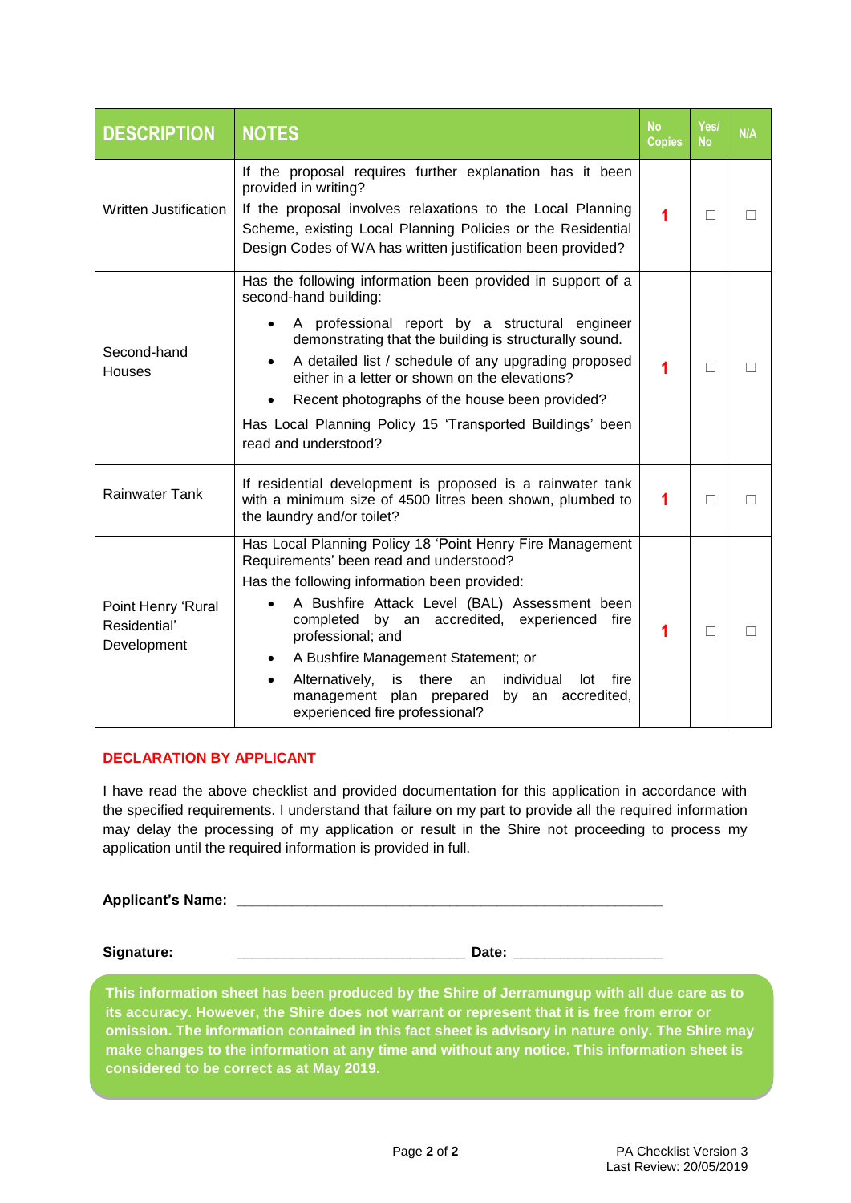| DESCRIPTION | NOTES | No Copies | Yes/ No | N/A |
|---|---|---|---|---|
| Written Justification | If the proposal requires further explanation has it been provided in writing?<br>If the proposal involves relaxations to the Local Planning Scheme, existing Local Planning Policies or the Residential Design Codes of WA has written justification been provided? | 1 | ☐ | ☐ |
| Second-hand Houses | Has the following information been provided in support of a second-hand building:<br>• A professional report by a structural engineer demonstrating that the building is structurally sound.<br>• A detailed list / schedule of any upgrading proposed either in a letter or shown on the elevations?<br>• Recent photographs of the house been provided?<br>Has Local Planning Policy 15 'Transported Buildings' been read and understood? | 1 | ☐ | ☐ |
| Rainwater Tank | If residential development is proposed is a rainwater tank with a minimum size of 4500 litres been shown, plumbed to the laundry and/or toilet? | 1 | ☐ | ☐ |
| Point Henry 'Rural Residential' Development | Has Local Planning Policy 18 'Point Henry Fire Management Requirements' been read and understood?<br>Has the following information been provided:<br>• A Bushfire Attack Level (BAL) Assessment been completed by an accredited, experienced fire professional; and<br>• A Bushfire Management Statement; or<br>• Alternatively, is there an individual lot fire management plan prepared by an accredited, experienced fire professional? | 1 | ☐ | ☐ |

## DECLARATION BY APPLICANT

I have read the above checklist and provided documentation for this application in accordance with the specified requirements. I understand that failure on my part to provide all the required information may delay the processing of my application or result in the Shire not proceeding to process my application until the required information is provided in full.

**Applicant's Name:** _______________________________________________

**Signature:** ____________________________ **Date:** __________________

**This information sheet has been produced by the Shire of Jerramungup with all due care as to its accuracy. However, the Shire does not warrant or represent that it is free from error or omission. The information contained in this fact sheet is advisory in nature only. The Shire may make changes to the information at any time and without any notice. This information sheet is considered to be correct as at May 2019.**

PA Checklist Version 3
Last Review: 20/05/2019